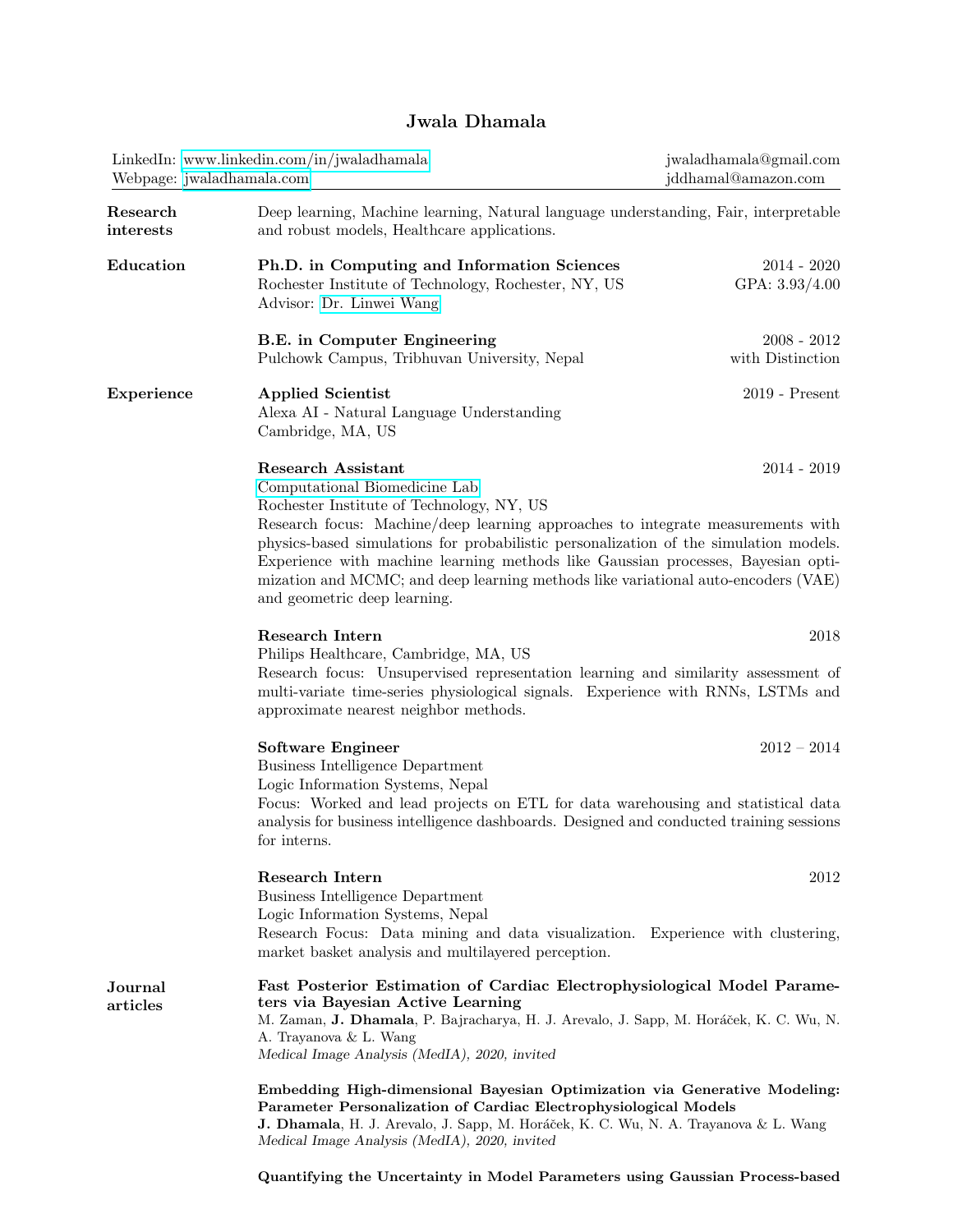# Jwala Dhamala

LinkedIn: [www.linkedin.com/in/jwaladhamala](www.linkedin.com/in/jwaladhamala)
Webpage: [jwaladhamala.com](jwaladhamala.com)

jwaladhamala@gmail.com
jddhamal@amazon.com

## Research interests

Deep learning, Machine learning, Natural language understanding, Fair, interpretable and robust models, Healthcare applications.

## Education

**Ph.D. in Computing and Information Sciences** — 2014 - 2020
Rochester Institute of Technology, Rochester, NY, US — GPA: 3.93/4.00
Advisor: Dr. Linwei Wang

**B.E. in Computer Engineering** — 2008 - 2012
Pulchowk Campus, Tribhuvan University, Nepal — with Distinction

## Experience

**Applied Scientist** — 2019 - Present
Alexa AI - Natural Language Understanding
Cambridge, MA, US

**Research Assistant** — 2014 - 2019
Computational Biomedicine Lab
Rochester Institute of Technology, NY, US
Research focus: Machine/deep learning approaches to integrate measurements with physics-based simulations for probabilistic personalization of the simulation models. Experience with machine learning methods like Gaussian processes, Bayesian optimization and MCMC; and deep learning methods like variational auto-encoders (VAE) and geometric deep learning.

**Research Intern** — 2018
Philips Healthcare, Cambridge, MA, US
Research focus: Unsupervised representation learning and similarity assessment of multi-variate time-series physiological signals. Experience with RNNs, LSTMs and approximate nearest neighbor methods.

**Software Engineer** — 2012 – 2014
Business Intelligence Department
Logic Information Systems, Nepal
Focus: Worked and lead projects on ETL for data warehousing and statistical data analysis for business intelligence dashboards. Designed and conducted training sessions for interns.

**Research Intern** — 2012
Business Intelligence Department
Logic Information Systems, Nepal
Research Focus: Data mining and data visualization. Experience with clustering, market basket analysis and multilayered perception.

## Journal articles

**Fast Posterior Estimation of Cardiac Electrophysiological Model Parameters via Bayesian Active Learning**
M. Zaman, **J. Dhamala**, P. Bajracharya, H. J. Arevalo, J. Sapp, M. Horáček, K. C. Wu, N. A. Trayanova & L. Wang
*Medical Image Analysis (MedIA), 2020, invited*

**Embedding High-dimensional Bayesian Optimization via Generative Modeling: Parameter Personalization of Cardiac Electrophysiological Models**
**J. Dhamala**, H. J. Arevalo, J. Sapp, M. Horáček, K. C. Wu, N. A. Trayanova & L. Wang
*Medical Image Analysis (MedIA), 2020, invited*

**Quantifying the Uncertainty in Model Parameters using Gaussian Process-based**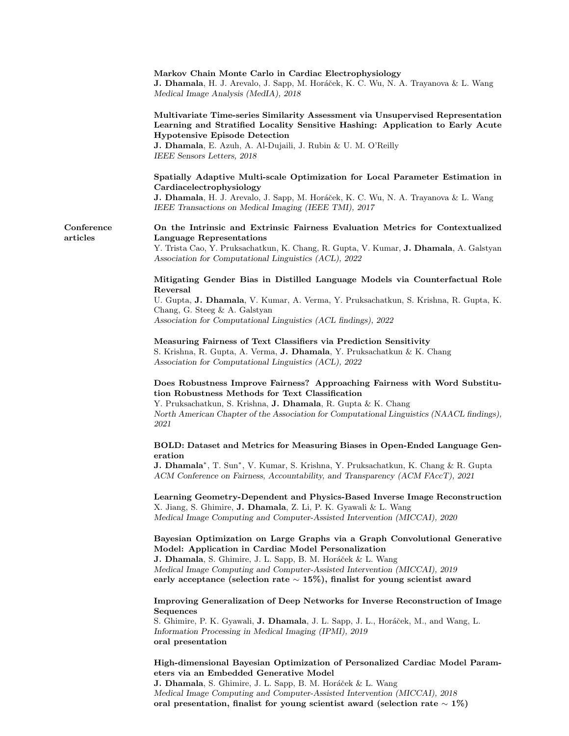**Markov Chain Monte Carlo in Cardiac Electrophysiology**
**J. Dhamala**, H. J. Arevalo, J. Sapp, M. Horáček, K. C. Wu, N. A. Trayanova & L. Wang
*Medical Image Analysis (MedIA), 2018*

**Multivariate Time-series Similarity Assessment via Unsupervised Representation Learning and Stratified Locality Sensitive Hashing: Application to Early Acute Hypotensive Episode Detection**
**J. Dhamala**, E. Azuh, A. Al-Dujaili, J. Rubin & U. M. O'Reilly
*IEEE Sensors Letters, 2018*

**Spatially Adaptive Multi-scale Optimization for Local Parameter Estimation in Cardiacelectrophysiology**
**J. Dhamala**, H. J. Arevalo, J. Sapp, M. Horáček, K. C. Wu, N. A. Trayanova & L. Wang
*IEEE Transactions on Medical Imaging (IEEE TMI), 2017*

## Conference articles

**On the Intrinsic and Extrinsic Fairness Evaluation Metrics for Contextualized Language Representations**
Y. Trista Cao, Y. Pruksachatkun, K. Chang, R. Gupta, V. Kumar, **J. Dhamala**, A. Galstyan
*Association for Computational Linguistics (ACL), 2022*

**Mitigating Gender Bias in Distilled Language Models via Counterfactual Role Reversal**
U. Gupta, **J. Dhamala**, V. Kumar, A. Verma, Y. Pruksachatkun, S. Krishna, R. Gupta, K. Chang, G. Steeg & A. Galstyan
*Association for Computational Linguistics (ACL findings), 2022*

**Measuring Fairness of Text Classifiers via Prediction Sensitivity**
S. Krishna, R. Gupta, A. Verma, **J. Dhamala**, Y. Pruksachatkun & K. Chang
*Association for Computational Linguistics (ACL), 2022*

**Does Robustness Improve Fairness? Approaching Fairness with Word Substitution Robustness Methods for Text Classification**
Y. Pruksachatkun, S. Krishna, **J. Dhamala**, R. Gupta & K. Chang
*North American Chapter of the Association for Computational Linguistics (NAACL findings), 2021*

**BOLD: Dataset and Metrics for Measuring Biases in Open-Ended Language Generation**
**J. Dhamala**\*, T. Sun\*, V. Kumar, S. Krishna, Y. Pruksachatkun, K. Chang & R. Gupta
*ACM Conference on Fairness, Accountability, and Transparency (ACM FAccT), 2021*

**Learning Geometry-Dependent and Physics-Based Inverse Image Reconstruction**
X. Jiang, S. Ghimire, **J. Dhamala**, Z. Li, P. K. Gyawali & L. Wang
*Medical Image Computing and Computer-Assisted Intervention (MICCAI), 2020*

**Bayesian Optimization on Large Graphs via a Graph Convolutional Generative Model: Application in Cardiac Model Personalization**
**J. Dhamala**, S. Ghimire, J. L. Sapp, B. M. Horáček & L. Wang
*Medical Image Computing and Computer-Assisted Intervention (MICCAI), 2019*
**early acceptance (selection rate $\sim$ 15%), finalist for young scientist award**

**Improving Generalization of Deep Networks for Inverse Reconstruction of Image Sequences**
S. Ghimire, P. K. Gyawali, **J. Dhamala**, J. L. Sapp, J. L., Horáček, M., and Wang, L.
*Information Processing in Medical Imaging (IPMI), 2019*
**oral presentation**

**High-dimensional Bayesian Optimization of Personalized Cardiac Model Parameters via an Embedded Generative Model**
**J. Dhamala**, S. Ghimire, J. L. Sapp, B. M. Horáček & L. Wang
*Medical Image Computing and Computer-Assisted Intervention (MICCAI), 2018*
**oral presentation, finalist for young scientist award (selection rate $\sim$ 1%)**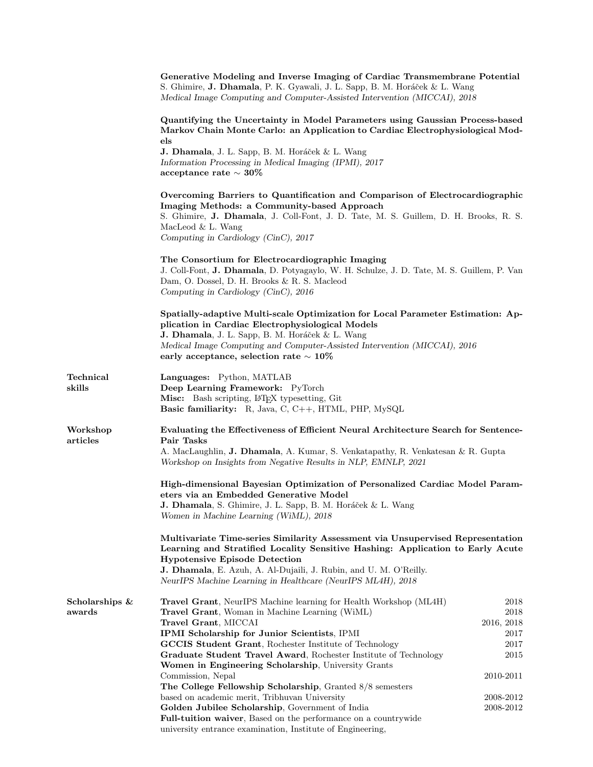**Generative Modeling and Inverse Imaging of Cardiac Transmembrane Potential**
S. Ghimire, **J. Dhamala**, P. K. Gyawali, J. L. Sapp, B. M. Horáček & L. Wang
*Medical Image Computing and Computer-Assisted Intervention (MICCAI), 2018*

**Quantifying the Uncertainty in Model Parameters using Gaussian Process-based Markov Chain Monte Carlo: an Application to Cardiac Electrophysiological Models**
**J. Dhamala**, J. L. Sapp, B. M. Horáček & L. Wang
*Information Processing in Medical Imaging (IPMI), 2017*
**acceptance rate ∼ 30%**

**Overcoming Barriers to Quantification and Comparison of Electrocardiographic Imaging Methods: a Community-based Approach**
S. Ghimire, **J. Dhamala**, J. Coll-Font, J. D. Tate, M. S. Guillem, D. H. Brooks, R. S. MacLeod & L. Wang
*Computing in Cardiology (CinC), 2017*

**The Consortium for Electrocardiographic Imaging**
J. Coll-Font, **J. Dhamala**, D. Potyagaylo, W. H. Schulze, J. D. Tate, M. S. Guillem, P. Van Dam, O. Dossel, D. H. Brooks & R. S. Macleod
*Computing in Cardiology (CinC), 2016*

**Spatially-adaptive Multi-scale Optimization for Local Parameter Estimation: Application in Cardiac Electrophysiological Models**
**J. Dhamala**, J. L. Sapp, B. M. Horáček & L. Wang
*Medical Image Computing and Computer-Assisted Intervention (MICCAI), 2016*
**early acceptance, selection rate ∼ 10%**

## Technical skills

**Languages:** Python, MATLAB
**Deep Learning Framework:** PyTorch
**Misc:** Bash scripting, LaTeX typesetting, Git
**Basic familiarity:** R, Java, C, C++, HTML, PHP, MySQL

## Workshop articles

**Evaluating the Effectiveness of Efficient Neural Architecture Search for Sentence-Pair Tasks**
A. MacLaughlin, **J. Dhamala**, A. Kumar, S. Venkatapathy, R. Venkatesan & R. Gupta
*Workshop on Insights from Negative Results in NLP, EMNLP, 2021*

**High-dimensional Bayesian Optimization of Personalized Cardiac Model Parameters via an Embedded Generative Model**
**J. Dhamala**, S. Ghimire, J. L. Sapp, B. M. Horáček & L. Wang
*Women in Machine Learning (WiML), 2018*

**Multivariate Time-series Similarity Assessment via Unsupervised Representation Learning and Stratified Locality Sensitive Hashing: Application to Early Acute Hypotensive Episode Detection**
**J. Dhamala**, E. Azuh, A. Al-Dujaili, J. Rubin, and U. M. O'Reilly.
*NeurIPS Machine Learning in Healthcare (NeurIPS ML4H), 2018*

## Scholarships & awards

- **Travel Grant**, NeurIPS Machine learning for Health Workshop (ML4H) — 2018
- **Travel Grant**, Woman in Machine Learning (WiML) — 2018
- **Travel Grant**, MICCAI — 2016, 2018
- **IPMI Scholarship for Junior Scientists**, IPMI — 2017
- **GCCIS Student Grant**, Rochester Institute of Technology — 2017
- **Graduate Student Travel Award**, Rochester Institute of Technology — 2015
- **Women in Engineering Scholarship**, University Grants Commission, Nepal — 2010-2011
- **The College Fellowship Scholarship**, Granted 8/8 semesters based on academic merit, Tribhuvan University — 2008-2012
- **Golden Jubilee Scholarship**, Government of India — 2008-2012
- **Full-tuition waiver**, Based on the performance on a countrywide university entrance examination, Institute of Engineering,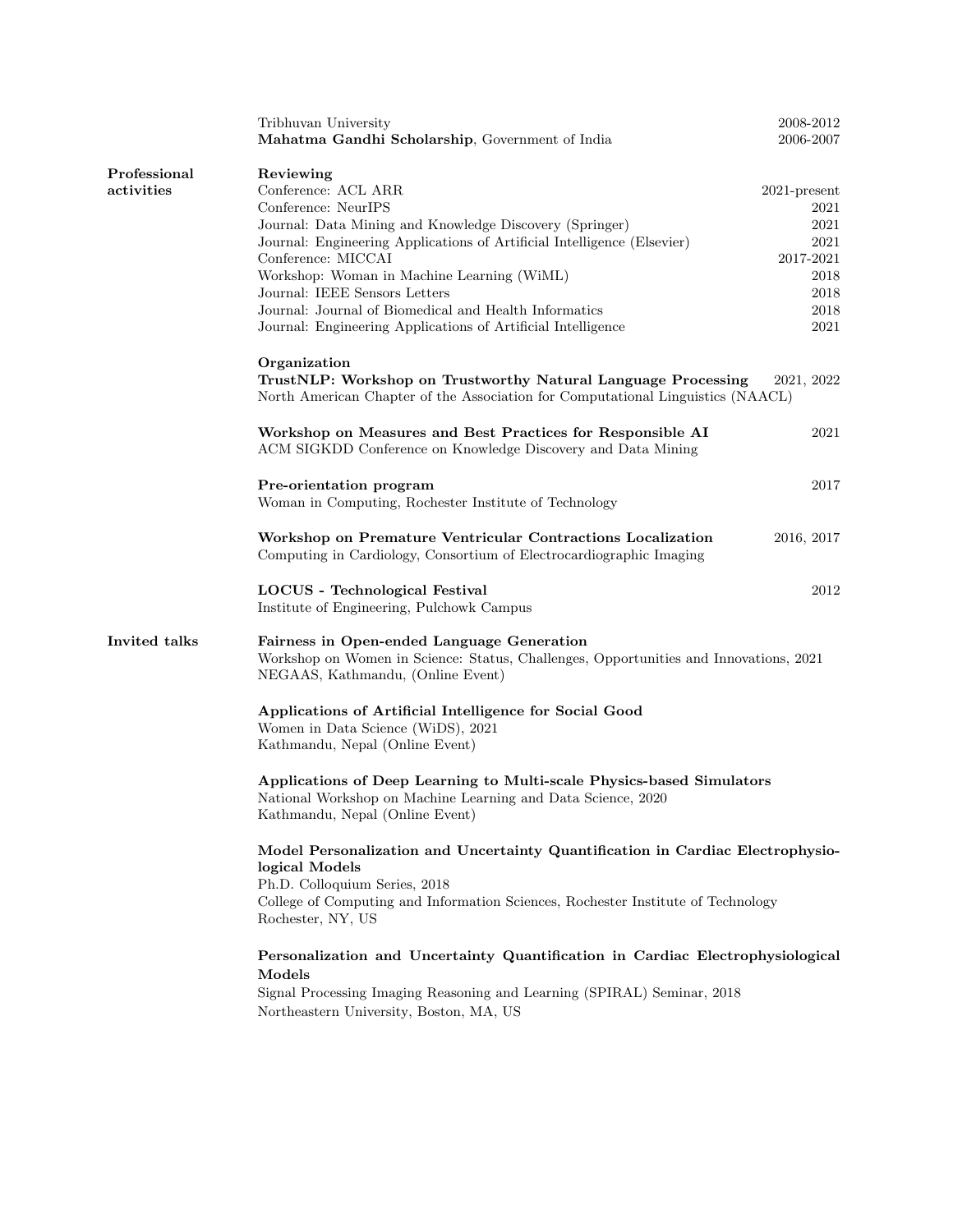Tribhuvan University 2008-2012
**Mahatma Gandhi Scholarship**, Government of India 2006-2007

## Professional activities

**Reviewing**

- Conference: ACL ARR 2021-present
- Conference: NeurIPS 2021
- Journal: Data Mining and Knowledge Discovery (Springer) 2021
- Journal: Engineering Applications of Artificial Intelligence (Elsevier) 2021
- Conference: MICCAI 2017-2021
- Workshop: Woman in Machine Learning (WiML) 2018
- Journal: IEEE Sensors Letters 2018
- Journal: Journal of Biomedical and Health Informatics 2018
- Journal: Engineering Applications of Artificial Intelligence 2021

**Organization**

**TrustNLP: Workshop on Trustworthy Natural Language Processing** 2021, 2022
North American Chapter of the Association for Computational Linguistics (NAACL)

**Workshop on Measures and Best Practices for Responsible AI** 2021
ACM SIGKDD Conference on Knowledge Discovery and Data Mining

**Pre-orientation program** 2017
Woman in Computing, Rochester Institute of Technology

**Workshop on Premature Ventricular Contractions Localization** 2016, 2017
Computing in Cardiology, Consortium of Electrocardiographic Imaging

**LOCUS - Technological Festival** 2012
Institute of Engineering, Pulchowk Campus

## Invited talks

**Fairness in Open-ended Language Generation**
Workshop on Women in Science: Status, Challenges, Opportunities and Innovations, 2021
NEGAAS, Kathmandu, (Online Event)

**Applications of Artificial Intelligence for Social Good**
Women in Data Science (WiDS), 2021
Kathmandu, Nepal (Online Event)

**Applications of Deep Learning to Multi-scale Physics-based Simulators**
National Workshop on Machine Learning and Data Science, 2020
Kathmandu, Nepal (Online Event)

**Model Personalization and Uncertainty Quantification in Cardiac Electrophysiological Models**
Ph.D. Colloquium Series, 2018
College of Computing and Information Sciences, Rochester Institute of Technology
Rochester, NY, US

**Personalization and Uncertainty Quantification in Cardiac Electrophysiological Models**
Signal Processing Imaging Reasoning and Learning (SPIRAL) Seminar, 2018
Northeastern University, Boston, MA, US